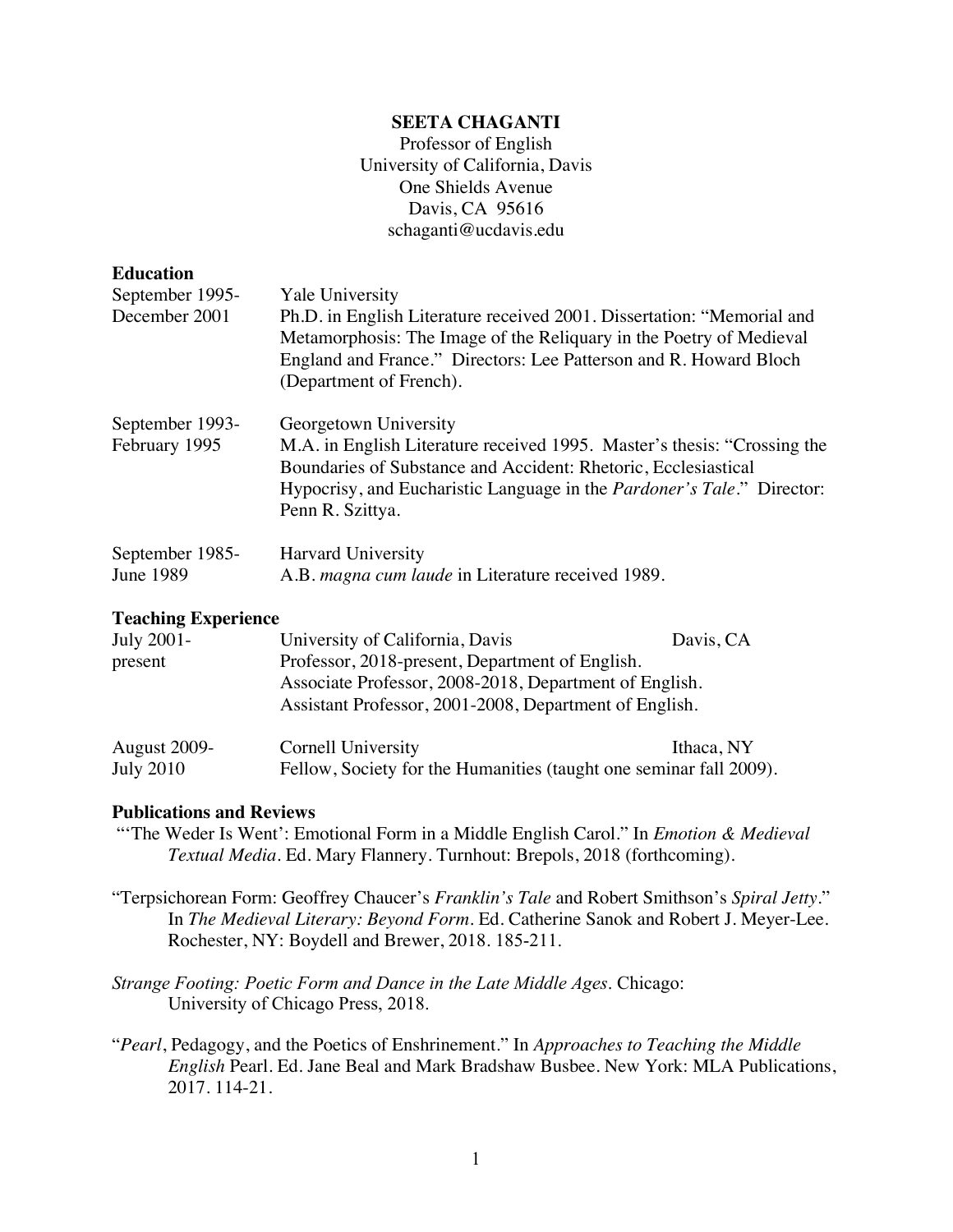# SEETA CHAGANTI

Professor of English
University of California, Davis
One Shields Avenue
Davis, CA 95616
schaganti@ucdavis.edu

## Education

| | |
|---|---|
| September 1995-December 2001 | Yale University<br>Ph.D. in English Literature received 2001. Dissertation: "Memorial and Metamorphosis: The Image of the Reliquary in the Poetry of Medieval England and France." Directors: Lee Patterson and R. Howard Bloch (Department of French). |
| September 1993-February 1995 | Georgetown University<br>M.A. in English Literature received 1995. Master's thesis: "Crossing the Boundaries of Substance and Accident: Rhetoric, Ecclesiastical Hypocrisy, and Eucharistic Language in the *Pardoner's Tale*." Director: Penn R. Szittya. |
| September 1985-June 1989 | Harvard University<br>A.B. *magna cum laude* in Literature received 1989. |

## Teaching Experience

| | | |
|---|---|---|
| July 2001-present | University of California, Davis<br>Professor, 2018-present, Department of English.<br>Associate Professor, 2008-2018, Department of English.<br>Assistant Professor, 2001-2008, Department of English. | Davis, CA |
| August 2009-July 2010 | Cornell University<br>Fellow, Society for the Humanities (taught one seminar fall 2009). | Ithaca, NY |

## Publications and Reviews

"'The Weder Is Went': Emotional Form in a Middle English Carol." In *Emotion & Medieval Textual Media*. Ed. Mary Flannery. Turnhout: Brepols, 2018 (forthcoming).

"Terpsichorean Form: Geoffrey Chaucer's *Franklin's Tale* and Robert Smithson's *Spiral Jetty*." In *The Medieval Literary: Beyond Form*. Ed. Catherine Sanok and Robert J. Meyer-Lee. Rochester, NY: Boydell and Brewer, 2018. 185-211.

*Strange Footing: Poetic Form and Dance in the Late Middle Ages*. Chicago: University of Chicago Press, 2018.

"*Pearl*, Pedagogy, and the Poetics of Enshrinement." In *Approaches to Teaching the Middle English* Pearl. Ed. Jane Beal and Mark Bradshaw Busbee. New York: MLA Publications, 2017. 114-21.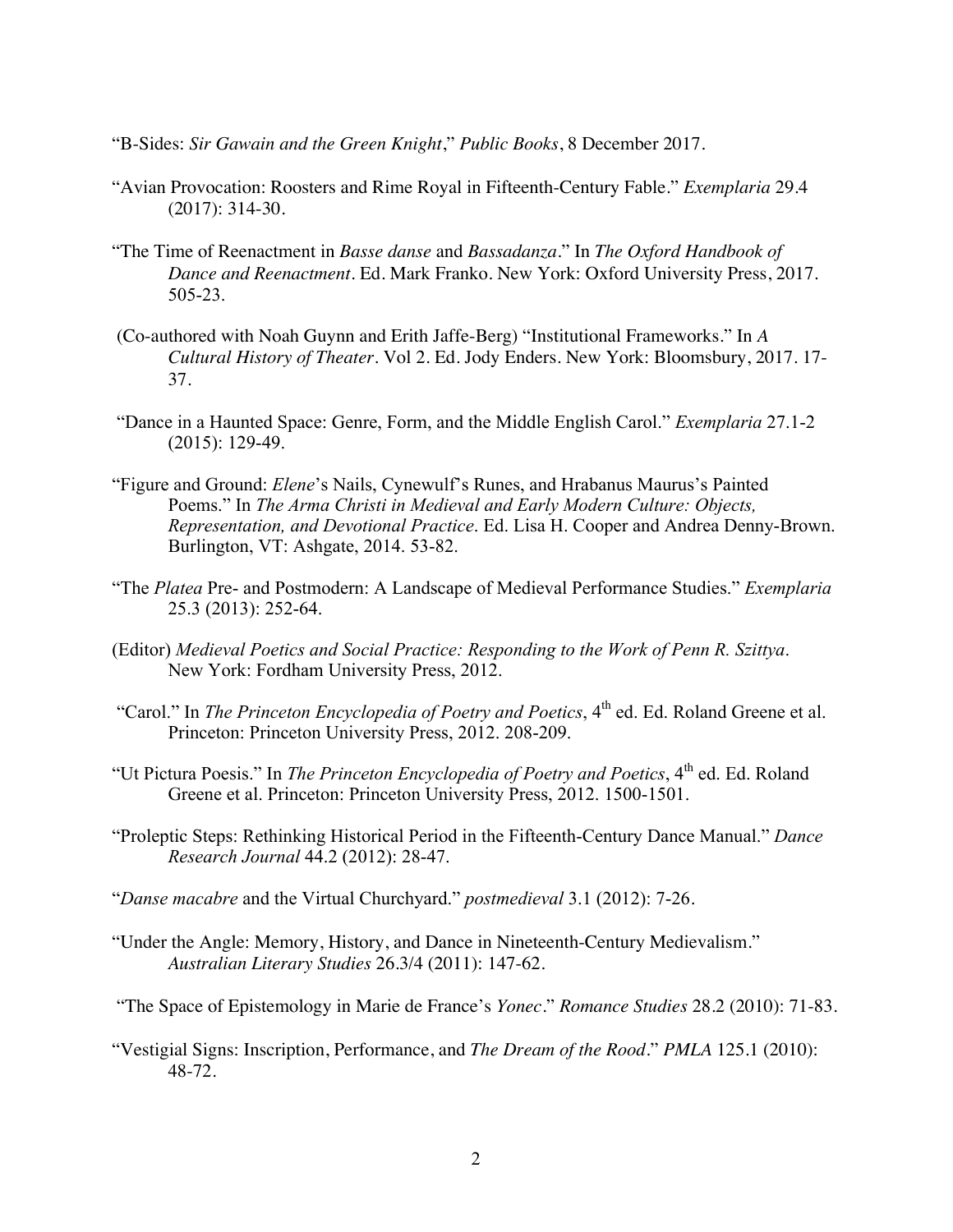"B-Sides: *Sir Gawain and the Green Knight*," *Public Books*, 8 December 2017.

"Avian Provocation: Roosters and Rime Royal in Fifteenth-Century Fable." *Exemplaria* 29.4 (2017): 314-30.

"The Time of Reenactment in *Basse danse* and *Bassadanza*." In *The Oxford Handbook of Dance and Reenactment*. Ed. Mark Franko. New York: Oxford University Press, 2017. 505-23.

(Co-authored with Noah Guynn and Erith Jaffe-Berg) "Institutional Frameworks." In *A Cultural History of Theater*. Vol 2. Ed. Jody Enders. New York: Bloomsbury, 2017. 17-37.

"Dance in a Haunted Space: Genre, Form, and the Middle English Carol." *Exemplaria* 27.1-2 (2015): 129-49.

"Figure and Ground: *Elene*'s Nails, Cynewulf's Runes, and Hrabanus Maurus's Painted Poems." In *The Arma Christi in Medieval and Early Modern Culture: Objects, Representation, and Devotional Practice*. Ed. Lisa H. Cooper and Andrea Denny-Brown. Burlington, VT: Ashgate, 2014. 53-82.

"The *Platea* Pre- and Postmodern: A Landscape of Medieval Performance Studies." *Exemplaria* 25.3 (2013): 252-64.

(Editor) *Medieval Poetics and Social Practice: Responding to the Work of Penn R. Szittya*. New York: Fordham University Press, 2012.

"Carol." In *The Princeton Encyclopedia of Poetry and Poetics*, 4th ed. Ed. Roland Greene et al. Princeton: Princeton University Press, 2012. 208-209.

"Ut Pictura Poesis." In *The Princeton Encyclopedia of Poetry and Poetics*, 4th ed. Ed. Roland Greene et al. Princeton: Princeton University Press, 2012. 1500-1501.

"Proleptic Steps: Rethinking Historical Period in the Fifteenth-Century Dance Manual." *Dance Research Journal* 44.2 (2012): 28-47.

"*Danse macabre* and the Virtual Churchyard." *postmedieval* 3.1 (2012): 7-26.

"Under the Angle: Memory, History, and Dance in Nineteenth-Century Medievalism." *Australian Literary Studies* 26.3/4 (2011): 147-62.

"The Space of Epistemology in Marie de France's *Yonec*." *Romance Studies* 28.2 (2010): 71-83.

"Vestigial Signs: Inscription, Performance, and *The Dream of the Rood*." *PMLA* 125.1 (2010): 48-72.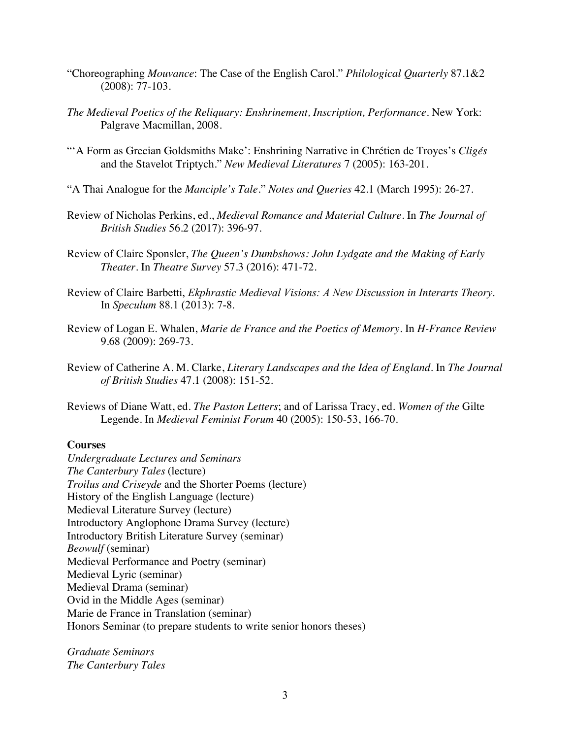"Choreographing *Mouvance*: The Case of the English Carol." *Philological Quarterly* 87.1&2 (2008): 77-103.

*The Medieval Poetics of the Reliquary: Enshrinement, Inscription, Performance*. New York: Palgrave Macmillan, 2008.

"'A Form as Grecian Goldsmiths Make': Enshrining Narrative in Chrétien de Troyes's *Cligés* and the Stavelot Triptych." *New Medieval Literatures* 7 (2005): 163-201.

"A Thai Analogue for the *Manciple's Tale*." *Notes and Queries* 42.1 (March 1995): 26-27.

Review of Nicholas Perkins, ed., *Medieval Romance and Material Culture*. In *The Journal of British Studies* 56.2 (2017): 396-97.

Review of Claire Sponsler, *The Queen's Dumbshows: John Lydgate and the Making of Early Theater*. In *Theatre Survey* 57.3 (2016): 471-72.

Review of Claire Barbetti, *Ekphrastic Medieval Visions: A New Discussion in Interarts Theory*. In *Speculum* 88.1 (2013): 7-8.

Review of Logan E. Whalen, *Marie de France and the Poetics of Memory*. In *H-France Review* 9.68 (2009): 269-73.

Review of Catherine A. M. Clarke, *Literary Landscapes and the Idea of England*. In *The Journal of British Studies* 47.1 (2008): 151-52.

Reviews of Diane Watt, ed. *The Paston Letters*; and of Larissa Tracy, ed. *Women of the* Gilte Legende. In *Medieval Feminist Forum* 40 (2005): 150-53, 166-70.

**Courses**

*Undergraduate Lectures and Seminars*
*The Canterbury Tales* (lecture)
*Troilus and Criseyde* and the Shorter Poems (lecture)
History of the English Language (lecture)
Medieval Literature Survey (lecture)
Introductory Anglophone Drama Survey (lecture)
Introductory British Literature Survey (seminar)
*Beowulf* (seminar)
Medieval Performance and Poetry (seminar)
Medieval Lyric (seminar)
Medieval Drama (seminar)
Ovid in the Middle Ages (seminar)
Marie de France in Translation (seminar)
Honors Seminar (to prepare students to write senior honors theses)

*Graduate Seminars*
*The Canterbury Tales*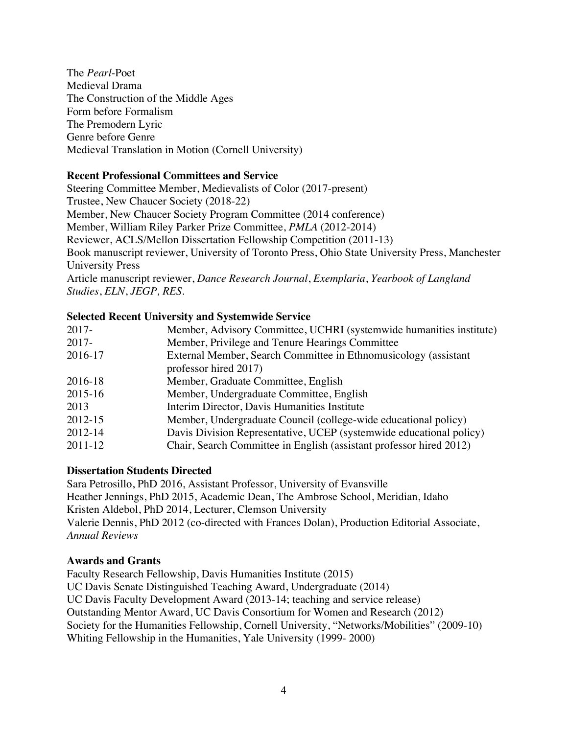The *Pearl*-Poet
Medieval Drama
The Construction of the Middle Ages
Form before Formalism
The Premodern Lyric
Genre before Genre
Medieval Translation in Motion (Cornell University)

**Recent Professional Committees and Service**

Steering Committee Member, Medievalists of Color (2017-present)
Trustee, New Chaucer Society (2018-22)
Member, New Chaucer Society Program Committee (2014 conference)
Member, William Riley Parker Prize Committee, *PMLA* (2012-2014)
Reviewer, ACLS/Mellon Dissertation Fellowship Competition (2011-13)
Book manuscript reviewer, University of Toronto Press, Ohio State University Press, Manchester University Press
Article manuscript reviewer, *Dance Research Journal*, *Exemplaria*, *Yearbook of Langland Studies*, *ELN*, *JEGP, RES*.

**Selected Recent University and Systemwide Service**

| | |
|---|---|
| 2017- | Member, Advisory Committee, UCHRI (systemwide humanities institute) |
| 2017- | Member, Privilege and Tenure Hearings Committee |
| 2016-17 | External Member, Search Committee in Ethnomusicology (assistant professor hired 2017) |
| 2016-18 | Member, Graduate Committee, English |
| 2015-16 | Member, Undergraduate Committee, English |
| 2013 | Interim Director, Davis Humanities Institute |
| 2012-15 | Member, Undergraduate Council (college-wide educational policy) |
| 2012-14 | Davis Division Representative, UCEP (systemwide educational policy) |
| 2011-12 | Chair, Search Committee in English (assistant professor hired 2012) |

**Dissertation Students Directed**

Sara Petrosillo, PhD 2016, Assistant Professor, University of Evansville
Heather Jennings, PhD 2015, Academic Dean, The Ambrose School, Meridian, Idaho
Kristen Aldebol, PhD 2014, Lecturer, Clemson University
Valerie Dennis, PhD 2012 (co-directed with Frances Dolan), Production Editorial Associate, *Annual Reviews*

**Awards and Grants**

Faculty Research Fellowship, Davis Humanities Institute (2015)
UC Davis Senate Distinguished Teaching Award, Undergraduate (2014)
UC Davis Faculty Development Award (2013-14; teaching and service release)
Outstanding Mentor Award, UC Davis Consortium for Women and Research (2012)
Society for the Humanities Fellowship, Cornell University, "Networks/Mobilities" (2009-10)
Whiting Fellowship in the Humanities, Yale University (1999- 2000)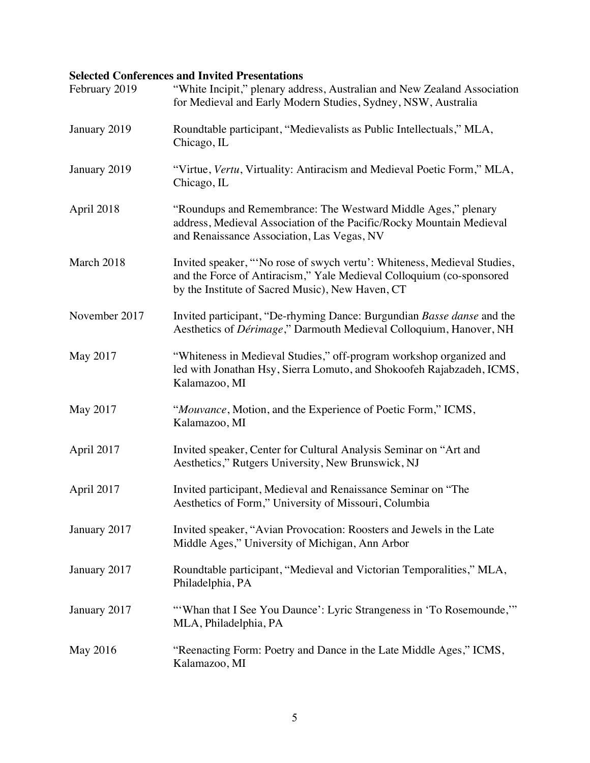**Selected Conferences and Invited Presentations**

February 2019 — "White Incipit," plenary address, Australian and New Zealand Association for Medieval and Early Modern Studies, Sydney, NSW, Australia

January 2019 — Roundtable participant, "Medievalists as Public Intellectuals," MLA, Chicago, IL

January 2019 — "Virtue, *Vertu*, Virtuality: Antiracism and Medieval Poetic Form," MLA, Chicago, IL

April 2018 — "Roundups and Remembrance: The Westward Middle Ages," plenary address, Medieval Association of the Pacific/Rocky Mountain Medieval and Renaissance Association, Las Vegas, NV

March 2018 — Invited speaker, "'No rose of swych vertu': Whiteness, Medieval Studies, and the Force of Antiracism," Yale Medieval Colloquium (co-sponsored by the Institute of Sacred Music), New Haven, CT

November 2017 — Invited participant, "De-rhyming Dance: Burgundian *Basse danse* and the Aesthetics of *Dérimage*," Darmouth Medieval Colloquium, Hanover, NH

May 2017 — "Whiteness in Medieval Studies," off-program workshop organized and led with Jonathan Hsy, Sierra Lomuto, and Shokoofeh Rajabzadeh, ICMS, Kalamazoo, MI

May 2017 — "*Mouvance*, Motion, and the Experience of Poetic Form," ICMS, Kalamazoo, MI

April 2017 — Invited speaker, Center for Cultural Analysis Seminar on "Art and Aesthetics," Rutgers University, New Brunswick, NJ

April 2017 — Invited participant, Medieval and Renaissance Seminar on "The Aesthetics of Form," University of Missouri, Columbia

January 2017 — Invited speaker, "Avian Provocation: Roosters and Jewels in the Late Middle Ages," University of Michigan, Ann Arbor

January 2017 — Roundtable participant, "Medieval and Victorian Temporalities," MLA, Philadelphia, PA

January 2017 — "'Whan that I See You Daunce': Lyric Strangeness in 'To Rosemounde,'" MLA, Philadelphia, PA

May 2016 — "Reenacting Form: Poetry and Dance in the Late Middle Ages," ICMS, Kalamazoo, MI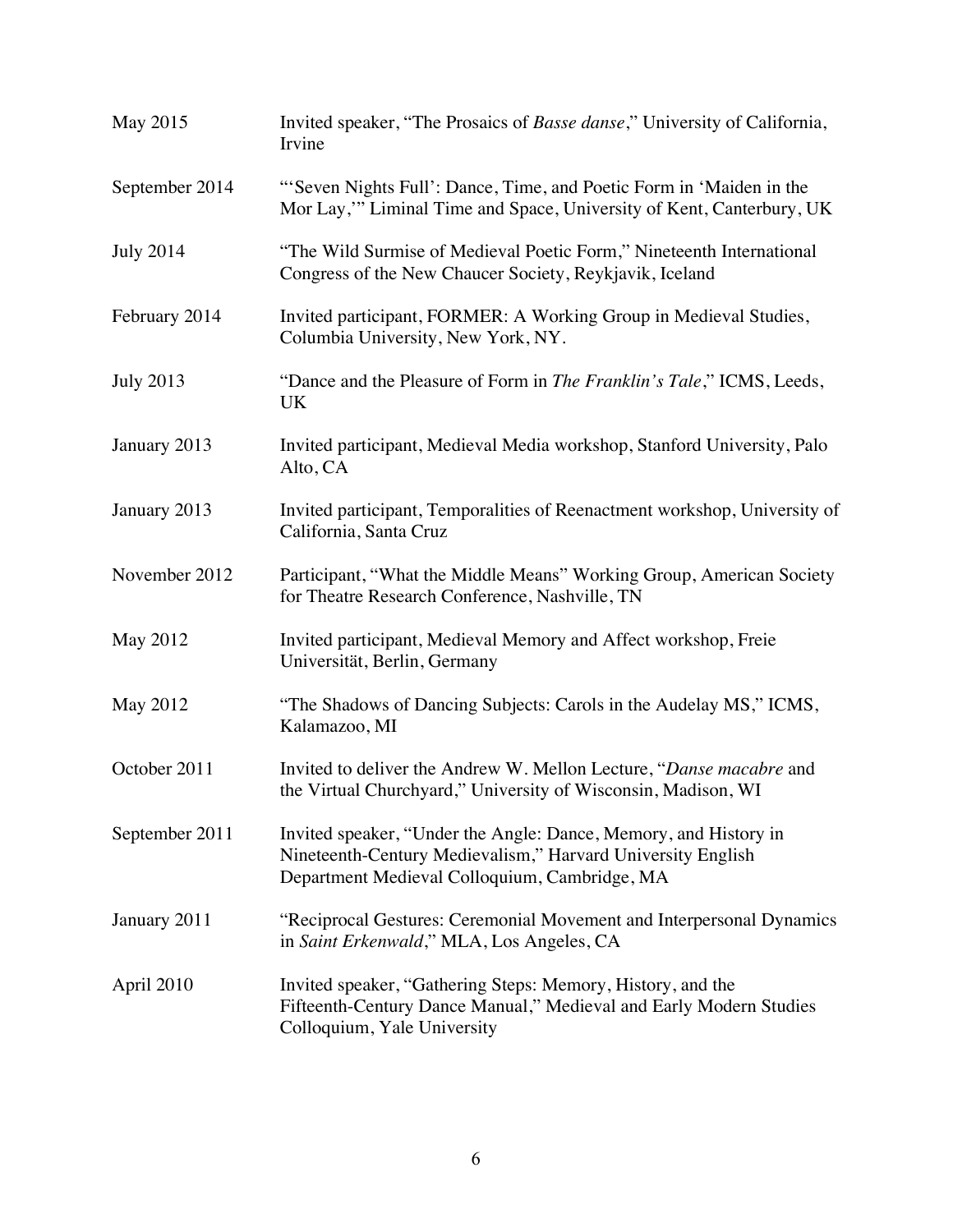May 2015 Invited speaker, "The Prosaics of *Basse danse*," University of California, Irvine

September 2014 "'Seven Nights Full': Dance, Time, and Poetic Form in 'Maiden in the Mor Lay,'" Liminal Time and Space, University of Kent, Canterbury, UK

July 2014 "The Wild Surmise of Medieval Poetic Form," Nineteenth International Congress of the New Chaucer Society, Reykjavik, Iceland

February 2014 Invited participant, FORMER: A Working Group in Medieval Studies, Columbia University, New York, NY.

July 2013 "Dance and the Pleasure of Form in *The Franklin's Tale*," ICMS, Leeds, UK

January 2013 Invited participant, Medieval Media workshop, Stanford University, Palo Alto, CA

January 2013 Invited participant, Temporalities of Reenactment workshop, University of California, Santa Cruz

November 2012 Participant, "What the Middle Means" Working Group, American Society for Theatre Research Conference, Nashville, TN

May 2012 Invited participant, Medieval Memory and Affect workshop, Freie Universität, Berlin, Germany

May 2012 "The Shadows of Dancing Subjects: Carols in the Audelay MS," ICMS, Kalamazoo, MI

October 2011 Invited to deliver the Andrew W. Mellon Lecture, "*Danse macabre* and the Virtual Churchyard," University of Wisconsin, Madison, WI

September 2011 Invited speaker, "Under the Angle: Dance, Memory, and History in Nineteenth-Century Medievalism," Harvard University English Department Medieval Colloquium, Cambridge, MA

January 2011 "Reciprocal Gestures: Ceremonial Movement and Interpersonal Dynamics in *Saint Erkenwald*," MLA, Los Angeles, CA

April 2010 Invited speaker, "Gathering Steps: Memory, History, and the Fifteenth-Century Dance Manual," Medieval and Early Modern Studies Colloquium, Yale University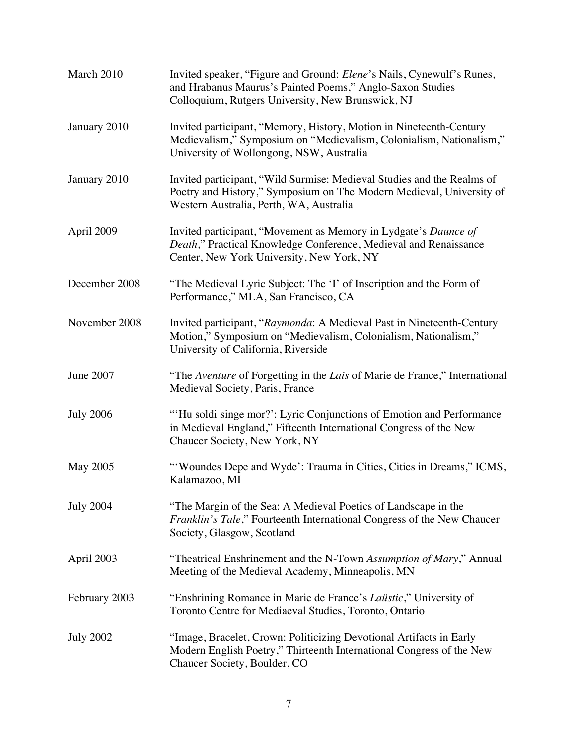March 2010 — Invited speaker, "Figure and Ground: *Elene*'s Nails, Cynewulf's Runes, and Hrabanus Maurus's Painted Poems," Anglo-Saxon Studies Colloquium, Rutgers University, New Brunswick, NJ

January 2010 — Invited participant, "Memory, History, Motion in Nineteenth-Century Medievalism," Symposium on "Medievalism, Colonialism, Nationalism," University of Wollongong, NSW, Australia

January 2010 — Invited participant, "Wild Surmise: Medieval Studies and the Realms of Poetry and History," Symposium on The Modern Medieval, University of Western Australia, Perth, WA, Australia

April 2009 — Invited participant, "Movement as Memory in Lydgate's *Daunce of Death*," Practical Knowledge Conference, Medieval and Renaissance Center, New York University, New York, NY

December 2008 — "The Medieval Lyric Subject: The 'I' of Inscription and the Form of Performance," MLA, San Francisco, CA

November 2008 — Invited participant, "*Raymonda*: A Medieval Past in Nineteenth-Century Motion," Symposium on "Medievalism, Colonialism, Nationalism," University of California, Riverside

June 2007 — "The *Aventure* of Forgetting in the *Lais* of Marie de France," International Medieval Society, Paris, France

July 2006 — "'Hu soldi singe mor?': Lyric Conjunctions of Emotion and Performance in Medieval England," Fifteenth International Congress of the New Chaucer Society, New York, NY

May 2005 — "'Woundes Depe and Wyde': Trauma in Cities, Cities in Dreams," ICMS, Kalamazoo, MI

July 2004 — "The Margin of the Sea: A Medieval Poetics of Landscape in the *Franklin's Tale*," Fourteenth International Congress of the New Chaucer Society, Glasgow, Scotland

April 2003 — "Theatrical Enshrinement and the N-Town *Assumption of Mary*," Annual Meeting of the Medieval Academy, Minneapolis, MN

February 2003 — "Enshrining Romance in Marie de France's *Laüstic*," University of Toronto Centre for Mediaeval Studies, Toronto, Ontario

July 2002 — "Image, Bracelet, Crown: Politicizing Devotional Artifacts in Early Modern English Poetry," Thirteenth International Congress of the New Chaucer Society, Boulder, CO